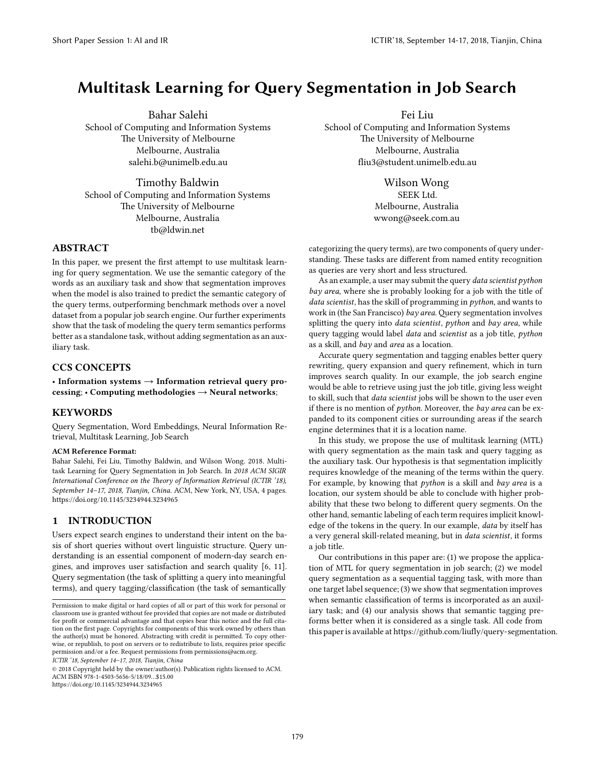# Multitask Learning for Query Segmentation in Job Search

Bahar Salehi
School of Computing and Information Systems
The University of Melbourne
Melbourne, Australia
salehi.b@unimelb.edu.au

Fei Liu
School of Computing and Information Systems
The University of Melbourne
Melbourne, Australia
fliu3@student.unimelb.edu.au

Timothy Baldwin
School of Computing and Information Systems
The University of Melbourne
Melbourne, Australia
tb@ldwin.net

Wilson Wong
SEEK Ltd.
Melbourne, Australia
wwong@seek.com.au

## ABSTRACT

In this paper, we present the first attempt to use multitask learning for query segmentation. We use the semantic category of the words as an auxiliary task and show that segmentation improves when the model is also trained to predict the semantic category of the query terms, outperforming benchmark methods over a novel dataset from a popular job search engine. Our further experiments show that the task of modeling the query term semantics performs better as a standalone task, without adding segmentation as an auxiliary task.

## CCS CONCEPTS

• **Information systems → Information retrieval query processing**; • **Computing methodologies → Neural networks**;

## KEYWORDS

Query Segmentation, Word Embeddings, Neural Information Retrieval, Multitask Learning, Job Search

**ACM Reference Format:**
Bahar Salehi, Fei Liu, Timothy Baldwin, and Wilson Wong. 2018. Multitask Learning for Query Segmentation in Job Search. In *2018 ACM SIGIR International Conference on the Theory of Information Retrieval (ICTIR '18), September 14–17, 2018, Tianjin, China.* ACM, New York, NY, USA, 4 pages. https://doi.org/10.1145/3234944.3234965

## 1 INTRODUCTION

Users expect search engines to understand their intent on the basis of short queries without overt linguistic structure. Query understanding is an essential component of modern-day search engines, and improves user satisfaction and search quality [6, 11]. Query segmentation (the task of splitting a query into meaningful terms), and query tagging/classification (the task of semantically categorizing the query terms), are two components of query understanding. These tasks are different from named entity recognition as queries are very short and less structured.

As an example, a user may submit the query *data scientist python bay area*, where she is probably looking for a job with the title of *data scientist*, has the skill of programming in *python*, and wants to work in (the San Francisco) *bay area*. Query segmentation involves splitting the query into *data scientist*, *python* and *bay area*, while query tagging would label *data* and *scientist* as a job title, *python* as a skill, and *bay* and *area* as a location.

Accurate query segmentation and tagging enables better query rewriting, query expansion and query refinement, which in turn improves search quality. In our example, the job search engine would be able to retrieve using just the job title, giving less weight to skill, such that *data scientist* jobs will be shown to the user even if there is no mention of *python*. Moreover, the *bay area* can be expanded to its component cities or surrounding areas if the search engine determines that it is a location name.

In this study, we propose the use of multitask learning (MTL) with query segmentation as the main task and query tagging as the auxiliary task. Our hypothesis is that segmentation implicitly requires knowledge of the meaning of the terms within the query. For example, by knowing that *python* is a skill and *bay area* is a location, our system should be able to conclude with higher probability that these two belong to different query segments. On the other hand, semantic labeling of each term requires implicit knowledge of the tokens in the query. In our example, *data* by itself has a very general skill-related meaning, but in *data scientist*, it forms a job title.

Our contributions in this paper are: (1) we propose the application of MTL for query segmentation in job search; (2) we model query segmentation as a sequential tagging task, with more than one target label sequence; (3) we show that segmentation improves when semantic classification of terms is incorporated as an auxiliary task; and (4) our analysis shows that semantic tagging preforms better when it is considered as a single task. All code from this paper is available at https://github.com/liufly/query-segmentation.

---

Permission to make digital or hard copies of all or part of this work for personal or classroom use is granted without fee provided that copies are not made or distributed for profit or commercial advantage and that copies bear this notice and the full citation on the first page. Copyrights for components of this work owned by others than the author(s) must be honored. Abstracting with credit is permitted. To copy otherwise, or republish, to post on servers or to redistribute to lists, requires prior specific permission and/or a fee. Request permissions from permissions@acm.org.
*ICTIR '18, September 14–17, 2018, Tianjin, China*
© 2018 Copyright held by the owner/author(s). Publication rights licensed to ACM.
ACM ISBN 978-1-4503-5656-5/18/09...$15.00
https://doi.org/10.1145/3234944.3234965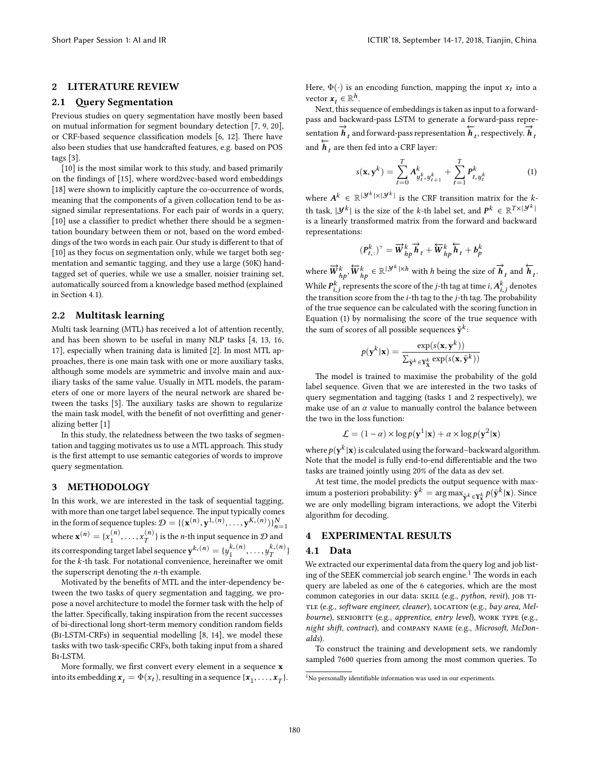## 2 LITERATURE REVIEW

### 2.1 Query Segmentation

Previous studies on query segmentation have mostly been based on mutual information for segment boundary detection [7, 9, 20], or CRF-based sequence classification models [6, 12]. There have also been studies that use handcrafted features, e.g. based on POS tags [3].

[10] is the most similar work to this study, and based primarily on the findings of [15], where word2vec-based word embeddings [18] were shown to implicitly capture the co-occurrence of words, meaning that the components of a given collocation tend to be assigned similar representations. For each pair of words in a query, [10] use a classifier to predict whether there should be a segmentation boundary between them or not, based on the word embeddings of the two words in each pair. Our study is different to that of [10] as they focus on segmentation only, while we target both segmentation and semantic tagging, and they use a large (50K) hand-tagged set of queries, while we use a smaller, noisier training set, automatically sourced from a knowledge based method (explained in Section 4.1).

### 2.2 Multitask learning

Multi task learning (MTL) has received a lot of attention recently, and has been shown to be useful in many NLP tasks [4, 13, 16, 17], especially when training data is limited [2]. In most MTL approaches, there is one main task with one or more auxiliary tasks, although some models are symmetric and involve main and auxiliary tasks of the same value. Usually in MTL models, the parameters of one or more layers of the neural network are shared between the tasks [5]. The auxiliary tasks are shown to regularize the main task model, with the benefit of not overfitting and generalizing better [1]

In this study, the relatedness between the two tasks of segmentation and tagging motivates us to use a MTL approach. This study is the first attempt to use semantic categories of words to improve query segmentation.

## 3 METHODOLOGY

In this work, we are interested in the task of sequential tagging, with more than one target label sequence. The input typically comes in the form of sequence tuples: $\mathcal{D} = \{(\mathbf{x}^{(n)}, \mathbf{y}^{1,(n)}, \ldots, \mathbf{y}^{K,(n)})\}_{n=1}^{N}$ where $\mathbf{x}^{(n)} = \{x_1^{(n)}, \ldots, x_T^{(n)}\}$ is the $n$-th input sequence in $\mathcal{D}$ and its corresponding target label sequence $\mathbf{y}^{k,(n)} = \{y_1^{k,(n)}, \ldots, y_T^{k,(n)}\}$ for the $k$-th task. For notational convenience, hereinafter we omit the superscript denoting the $n$-th example.

Motivated by the benefits of MTL and the inter-dependency between the two tasks of query segmentation and tagging, we propose a novel architecture to model the former task with the help of the latter. Specifically, taking inspiration from the recent successes of bi-directional long short-term memory condition random fields (Bi-LSTM-CRFs) in sequential modelling [8, 14], we model these tasks with two task-specific CRFs, both taking input from a shared Bi-LSTM.

More formally, we first convert every element in a sequence $\mathbf{x}$ into its embedding $\boldsymbol{x}_t = \Phi(x_t)$, resulting in a sequence $\{\boldsymbol{x}_1, \ldots, \boldsymbol{x}_T\}$. Here, $\Phi(\cdot)$ is an encoding function, mapping the input $x_t$ into a vector $\boldsymbol{x}_t \in \mathbb{R}^h$.

Next, this sequence of embeddings is taken as input to a forward-pass and backward-pass LSTM to generate a forward-pass representation $\overrightarrow{\boldsymbol{h}}_t$ and forward-pass representation $\overleftarrow{\boldsymbol{h}}_t$, respectively. $\overrightarrow{\boldsymbol{h}}_t$ and $\overleftarrow{\boldsymbol{h}}_t$ are then fed into a CRF layer:

$$s(\mathbf{x}, \mathbf{y}^k) = \sum_{t=0}^{T} \boldsymbol{A}^k_{y_t^k, y_{t+1}^k} + \sum_{t=1}^{T} \boldsymbol{P}^k_{t, y_t^k} \tag{1}$$

where $\boldsymbol{A}^k \in \mathbb{R}^{|\mathcal{Y}^k| \times |\mathcal{Y}^k|}$ is the CRF transition matrix for the $k$-th task, $|\mathcal{Y}^k|$ is the size of the $k$-th label set, and $\boldsymbol{P}^k \in \mathbb{R}^{T \times |\mathcal{Y}^k|}$ is a linearly transformed matrix from the forward and backward representations:

$$(\boldsymbol{P}^k_{t,:})^\top = \overrightarrow{\boldsymbol{W}}^k_{hp} \overrightarrow{\boldsymbol{h}}_t + \overleftarrow{\boldsymbol{W}}^k_{hp} \overleftarrow{\boldsymbol{h}}_t + \boldsymbol{b}^k_p$$

where $\overrightarrow{\boldsymbol{W}}^k_{hp}, \overleftarrow{\boldsymbol{W}}^k_{hp} \in \mathbb{R}^{|\mathcal{Y}^k| \times h}$ with $h$ being the size of $\overrightarrow{\boldsymbol{h}}_t$ and $\overleftarrow{\boldsymbol{h}}_t$. While $\boldsymbol{P}^k_{i,j}$ represents the score of the $j$-th tag at time $i$, $\boldsymbol{A}^k_{i,j}$ denotes the transition score from the $i$-th tag to the $j$-th tag. The probability of the true sequence can be calculated with the scoring function in Equation (1) by normalising the score of the true sequence with the sum of scores of all possible sequences $\tilde{\mathbf{y}}^k$:

$$p(\mathbf{y}^k | \mathbf{x}) = \frac{\exp(s(\mathbf{x}, \mathbf{y}^k))}{\sum_{\tilde{\mathbf{y}}^k \in \mathbf{Y}^k_{\mathbf{X}}} \exp(s(\mathbf{x}, \tilde{\mathbf{y}}^k))}$$

The model is trained to maximise the probability of the gold label sequence. Given that we are interested in the two tasks of query segmentation and tagging (tasks 1 and 2 respectively), we make use of an $\alpha$ value to manually control the balance between the two in the loss function:

$$\mathcal{L} = (1 - \alpha) \times \log p(\mathbf{y}^1 | \mathbf{x}) + \alpha \times \log p(\mathbf{y}^2 | \mathbf{x})$$

where $p(\mathbf{y}^k | \mathbf{x})$ is calculated using the forward–backward algorithm. Note that the model is fully end-to-end differentiable and the two tasks are trained jointly using 20% of the data as dev set.

At test time, the model predicts the output sequence with maximum a posteriori probability: $\hat{\mathbf{y}}^k = \arg\max_{\tilde{\mathbf{y}}^k \in \mathbf{Y}^k_{\mathbf{x}}} p(\tilde{\mathbf{y}}^k | \mathbf{x})$. Since we are only modelling bigram interactions, we adopt the Viterbi algorithm for decoding.

## 4 EXPERIMENTAL RESULTS

### 4.1 Data

We extracted our experimental data from the query log and job listing of the SEEK commercial job search engine.[1] The words in each query are labeled as one of the 6 categories, which are the most common categories in our data: skill (e.g., *python, revit*), job title (e.g., *software engineer, cleaner*), location (e.g., *bay area, Melbourne*), seniority (e.g., *apprentice, entry level*), work type (e.g., *night shift, contract*), and company name (e.g., *Microsoft, McDonalds*).

To construct the training and development sets, we randomly sampled 7600 queries from among the most common queries. To

[1] No personally identifiable information was used in our experiments.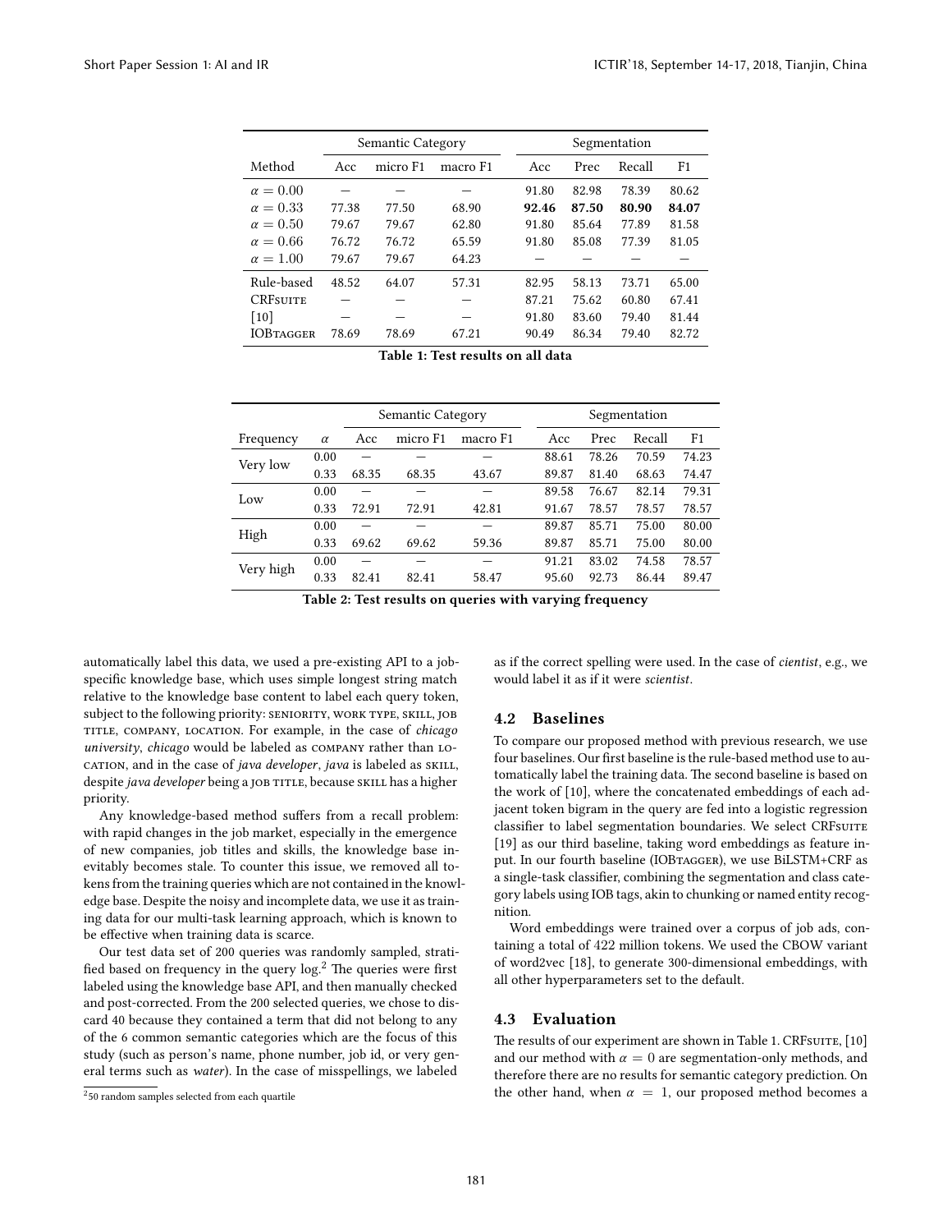| | Semantic Category | | | Segmentation | | | |
|---|---|---|---|---|---|---|---|
| Method | Acc | micro F1 | macro F1 | Acc | Prec | Recall | F1 |
| $\alpha = 0.00$ | — | — | — | 91.80 | 82.98 | 78.39 | 80.62 |
| $\alpha = 0.33$ | 77.38 | 77.50 | 68.90 | **92.46** | **87.50** | **80.90** | **84.07** |
| $\alpha = 0.50$ | 79.67 | 79.67 | 62.80 | 91.80 | 85.64 | 77.89 | 81.58 |
| $\alpha = 0.66$ | 76.72 | 76.72 | 65.59 | 91.80 | 85.08 | 77.39 | 81.05 |
| $\alpha = 1.00$ | 79.67 | 79.67 | 64.23 | — | — | — | — |
| Rule-based | 48.52 | 64.07 | 57.31 | 82.95 | 58.13 | 73.71 | 65.00 |
| CRFsuite | — | — | — | 87.21 | 75.62 | 60.80 | 67.41 |
| [10] | — | — | — | 91.80 | 83.60 | 79.40 | 81.44 |
| IOBtagger | 78.69 | 78.69 | 67.21 | 90.49 | 86.34 | 79.40 | 82.72 |

**Table 1: Test results on all data**

| | | Semantic Category | | | Segmentation | | | |
|---|---|---|---|---|---|---|---|---|
| Frequency | $\alpha$ | Acc | micro F1 | macro F1 | Acc | Prec | Recall | F1 |
| Very low | 0.00 | — | — | — | 88.61 | 78.26 | 70.59 | 74.23 |
| | 0.33 | 68.35 | 68.35 | 43.67 | 89.87 | 81.40 | 68.63 | 74.47 |
| Low | 0.00 | — | — | — | 89.58 | 76.67 | 82.14 | 79.31 |
| | 0.33 | 72.91 | 72.91 | 42.81 | 91.67 | 78.57 | 78.57 | 78.57 |
| High | 0.00 | — | — | — | 89.87 | 85.71 | 75.00 | 80.00 |
| | 0.33 | 69.62 | 69.62 | 59.36 | 89.87 | 85.71 | 75.00 | 80.00 |
| Very high | 0.00 | — | — | — | 91.21 | 83.02 | 74.58 | 78.57 |
| | 0.33 | 82.41 | 82.41 | 58.47 | 95.60 | 92.73 | 86.44 | 89.47 |

**Table 2: Test results on queries with varying frequency**

automatically label this data, we used a pre-existing API to a job-specific knowledge base, which uses simple longest string match relative to the knowledge base content to label each query token, subject to the following priority: SENIORITY, WORK TYPE, SKILL, JOB TITLE, COMPANY, LOCATION. For example, in the case of *chicago university*, *chicago* would be labeled as COMPANY rather than LOCATION, and in the case of *java developer*, *java* is labeled as SKILL, despite *java developer* being a JOB TITLE, because SKILL has a higher priority.

Any knowledge-based method suffers from a recall problem: with rapid changes in the job market, especially in the emergence of new companies, job titles and skills, the knowledge base inevitably becomes stale. To counter this issue, we removed all tokens from the training queries which are not contained in the knowledge base. Despite the noisy and incomplete data, we use it as training data for our multi-task learning approach, which is known to be effective when training data is scarce.

Our test data set of 200 queries was randomly sampled, stratified based on frequency in the query log.[2] The queries were first labeled using the knowledge base API, and then manually checked and post-corrected. From the 200 selected queries, we chose to discard 40 because they contained a term that did not belong to any of the 6 common semantic categories which are the focus of this study (such as person's name, phone number, job id, or very general terms such as *water*). In the case of misspellings, we labeled as if the correct spelling were used. In the case of *cientist*, e.g., we would label it as if it were *scientist*.

[2] 50 random samples selected from each quartile

### 4.2 Baselines

To compare our proposed method with previous research, we use four baselines. Our first baseline is the rule-based method use to automatically label the training data. The second baseline is based on the work of [10], where the concatenated embeddings of each adjacent token bigram in the query are fed into a logistic regression classifier to label segmentation boundaries. We select CRFsuite [19] as our third baseline, taking word embeddings as feature input. In our fourth baseline (IOBtagger), we use BiLSTM+CRF as a single-task classifier, combining the segmentation and class category labels using IOB tags, akin to chunking or named entity recognition.

Word embeddings were trained over a corpus of job ads, containing a total of 422 million tokens. We used the CBOW variant of word2vec [18], to generate 300-dimensional embeddings, with all other hyperparameters set to the default.

### 4.3 Evaluation

The results of our experiment are shown in Table 1. CRFsuite, [10] and our method with $\alpha = 0$ are segmentation-only methods, and therefore there are no results for semantic category prediction. On the other hand, when $\alpha = 1$, our proposed method becomes a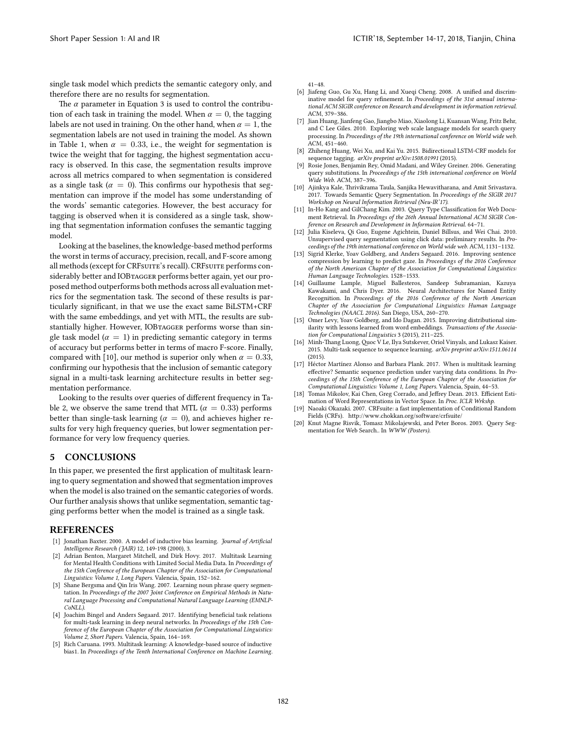single task model which predicts the semantic category only, and therefore there are no results for segmentation.

The $\alpha$ parameter in Equation 3 is used to control the contribution of each task in training the model. When $\alpha = 0$, the tagging labels are not used in training. On the other hand, when $\alpha = 1$, the segmentation labels are not used in training the model. As shown in Table 1, when $\alpha = 0.33$, i.e., the weight for segmentation is twice the weight that for tagging, the highest segmentation accuracy is observed. In this case, the segmentation results improve across all metrics compared to when segmentation is considered as a single task ($\alpha = 0$). This confirms our hypothesis that segmentation can improve if the model has some understanding of the words' semantic categories. However, the best accuracy for tagging is observed when it is considered as a single task, showing that segmentation information confuses the semantic tagging model.

Looking at the baselines, the knowledge-based method performs the worst in terms of accuracy, precision, recall, and F-score among all methods (except for CRFsuite's recall). CRFsuite performs considerably better and IOBtagger performs better again, yet our proposed method outperforms both methods across all evaluation metrics for the segmentation task. The second of these results is particularly significant, in that we use the exact same BiLSTM+CRF with the same embeddings, and yet with MTL, the results are substantially higher. However, IOBtagger performs worse than single task model ($\alpha = 1$) in predicting semantic category in terms of accuracy but performs better in terms of macro F-score. Finally, compared with [10], our method is superior only when $\alpha = 0.33$, confirming our hypothesis that the inclusion of semantic category signal in a multi-task learning architecture results in better segmentation performance.

Looking to the results over queries of different frequency in Table 2, we observe the same trend that MTL ($\alpha = 0.33$) performs better than single-task learning ($\alpha = 0$), and achieves higher results for very high frequency queries, but lower segmentation performance for very low frequency queries.

## 5 CONCLUSIONS

In this paper, we presented the first application of multitask learning to query segmentation and showed that segmentation improves when the model is also trained on the semantic categories of words. Our further analysis shows that unlike segmentation, semantic tagging performs better when the model is trained as a single task.

## REFERENCES

[1] Jonathan Baxter. 2000. A model of inductive bias learning. *Journal of Artificial Intelligence Research (JAIR)* 12, 149-198 (2000), 3.

[2] Adrian Benton, Margaret Mitchell, and Dirk Hovy. 2017. Multitask Learning for Mental Health Conditions with Limited Social Media Data. In *Proceedings of the 15th Conference of the European Chapter of the Association for Computational Linguistics: Volume 1, Long Papers*. Valencia, Spain, 152–162.

[3] Shane Bergsma and Qin Iris Wang. 2007. Learning noun phrase query segmentation. In *Proceedings of the 2007 Joint Conference on Empirical Methods in Natural Language Processing and Computational Natural Language Learning (EMNLP-CoNLL)*.

[4] Joachim Bingel and Anders Søgaard. 2017. Identifying beneficial task relations for multi-task learning in deep neural networks. In *Proceedings of the 15th Conference of the European Chapter of the Association for Computational Linguistics: Volume 2, Short Papers*. Valencia, Spain, 164–169.

[5] Rich Caruana. 1993. Multitask learning: A knowledge-based source of inductive bias1. In *Proceedings of the Tenth International Conference on Machine Learning*. 41–48.

[6] Jiafeng Guo, Gu Xu, Hang Li, and Xueqi Cheng. 2008. A unified and discriminative model for query refinement. In *Proceedings of the 31st annual international ACM SIGIR conference on Research and development in information retrieval*. ACM, 379–386.

[7] Jian Huang, Jianfeng Gao, Jiangbo Miao, Xiaolong Li, Kuansan Wang, Fritz Behr, and C Lee Giles. 2010. Exploring web scale language models for search query processing. In *Proceedings of the 19th international conference on World wide web*. ACM, 451–460.

[8] Zhiheng Huang, Wei Xu, and Kai Yu. 2015. Bidirectional LSTM-CRF models for sequence tagging. *arXiv preprint arXiv:1508.01991* (2015).

[9] Rosie Jones, Benjamin Rey, Omid Madani, and Wiley Greiner. 2006. Generating query substitutions. In *Proceedings of the 15th international conference on World Wide Web*. ACM, 387–396.

[10] Ajinkya Kale, Thrivikrama Taula, Sanjika Hewavitharana, and Amit Srivastava. 2017. Towards Semantic Query Segmentation. In *Proceedings of the SIGIR 2017 Workshop on Neural Information Retrieval (Neu-IR'17)*.

[11] In-Ho Kang and GilChang Kim. 2003. Query Type Classification for Web Document Retrieval. In *Proceedings of the 26th Annual International ACM SIGIR Conference on Research and Development in Informaion Retrieval*. 64–71.

[12] Julia Kiseleva, Qi Guo, Eugene Agichtein, Daniel Billsus, and Wei Chai. 2010. Unsupervised query segmentation using click data: preliminary results. In *Proceedings of the 19th international conference on World wide web*. ACM, 1131–1132.

[13] Sigrid Klerke, Yoav Goldberg, and Anders Søgaard. 2016. Improving sentence compression by learning to predict gaze. In *Proceedings of the 2016 Conference of the North American Chapter of the Association for Computational Linguistics: Human Language Technologies*. 1528–1533.

[14] Guillaume Lample, Miguel Ballesteros, Sandeep Subramanian, Kazuya Kawakami, and Chris Dyer. 2016. Neural Architectures for Named Entity Recognition. In *Proceedings of the 2016 Conference of the North American Chapter of the Association for Computational Linguistics: Human Language Technologies (NAACL 2016)*. San Diego, USA, 260–270.

[15] Omer Levy, Yoav Goldberg, and Ido Dagan. 2015. Improving distributional similarity with lessons learned from word embeddings. *Transactions of the Association for Computational Linguistics* 3 (2015), 211–225.

[16] Minh-Thang Luong, Quoc V Le, Ilya Sutskever, Oriol Vinyals, and Lukasz Kaiser. 2015. Multi-task sequence to sequence learning. *arXiv preprint arXiv:1511.06114* (2015).

[17] Héctor Martínez Alonso and Barbara Plank. 2017. When is multitask learning effective? Semantic sequence prediction under varying data conditions. In *Proceedings of the 15th Conference of the European Chapter of the Association for Computational Linguistics: Volume 1, Long Papers*. Valencia, Spain, 44–53.

[18] Tomas Mikolov, Kai Chen, Greg Corrado, and Jeffrey Dean. 2013. Efficient Estimation of Word Representations in Vector Space. In *Proc. ICLR Wrkshp.*

[19] Naoaki Okazaki. 2007. CRFsuite: a fast implementation of Conditional Random Fields (CRFs). http://www.chokkan.org/software/crfsuite/

[20] Knut Magne Risvik, Tomasz Mikolajewski, and Peter Boros. 2003. Query Segmentation for Web Search.. In *WWW (Posters)*.